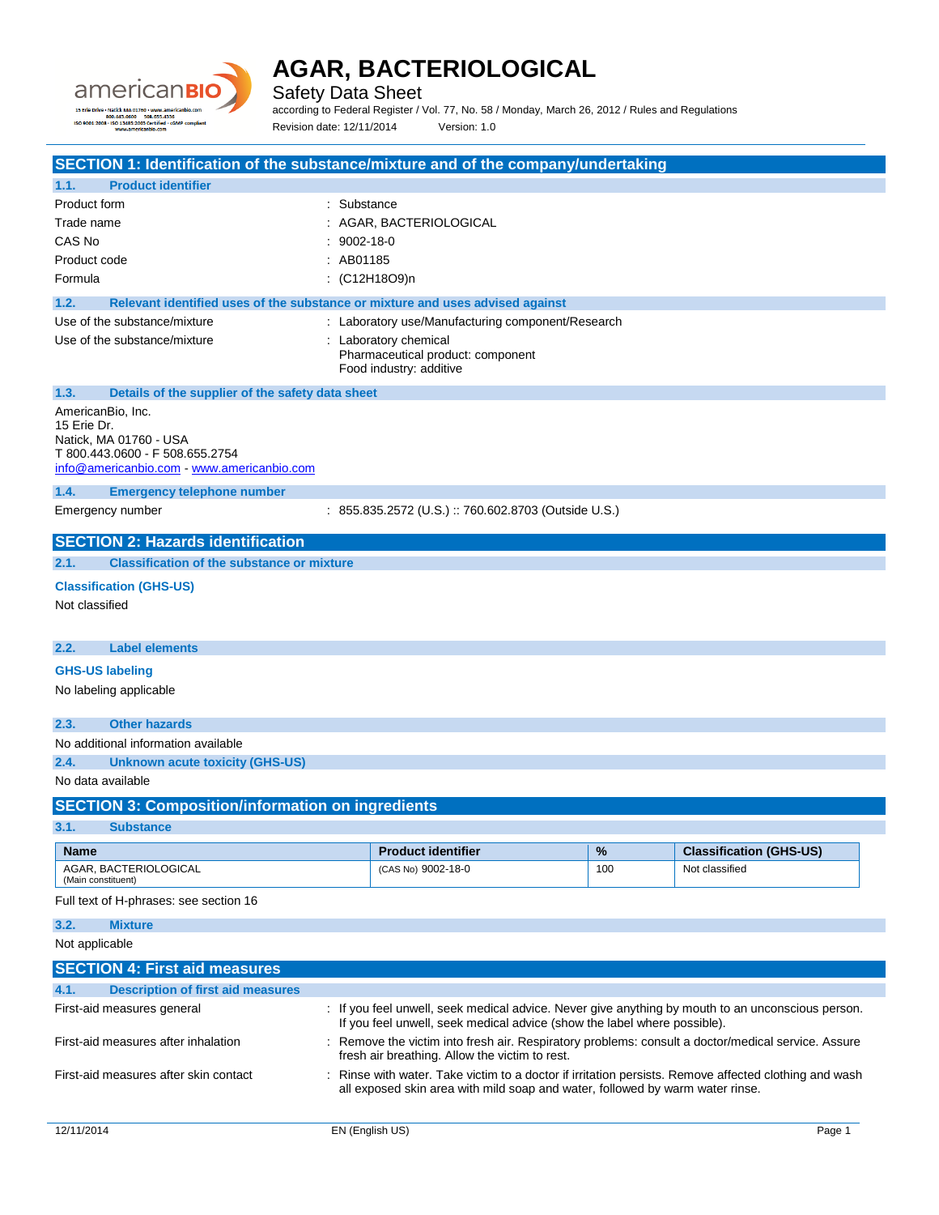# AGAR, BACTERIOLOGICAL

Safety Data Sheet

according to Federal Register / Vol. 77, No. 58 / Monday, March 26, 2012 / Rules and Regulations

Revision date: 12/11/2014 Version: 1.0

## SECTION 1: Identification of the substance/mixture and of the company/undertaking

### 1.1. Product identifier

| | |
|---|---|
| Product form | : Substance |
| Trade name | : AGAR, BACTERIOLOGICAL |
| CAS No | : 9002-18-0 |
| Product code | : AB01185 |
| Formula | : $(C_{12}H_{18}O_9)_n$ |

### 1.2. Relevant identified uses of the substance or mixture and uses advised against

| | |
|---|---|
| Use of the substance/mixture | : Laboratory use/Manufacturing component/Research |
| Use of the substance/mixture | : Laboratory chemical<br>Pharmaceutical product: component<br>Food industry: additive |

### 1.3. Details of the supplier of the safety data sheet

AmericanBio, Inc.
15 Erie Dr.
Natick, MA 01760 - USA
T 800.443.0600 - F 508.655.2754
info@americanbio.com - www.americanbio.com

### 1.4. Emergency telephone number

| | |
|---|---|
| Emergency number | : 855.835.2572 (U.S.) :: 760.602.8703 (Outside U.S.) |

## SECTION 2: Hazards identification

### 2.1. Classification of the substance or mixture

**Classification (GHS-US)**

Not classified

### 2.2. Label elements

**GHS-US labeling**

No labeling applicable

### 2.3. Other hazards

No additional information available

### 2.4. Unknown acute toxicity (GHS-US)

No data available

## SECTION 3: Composition/information on ingredients

### 3.1. Substance

| Name | Product identifier | % | Classification (GHS-US) |
|---|---|---|---|
| AGAR, BACTERIOLOGICAL<br>(Main constituent) | (CAS No) 9002-18-0 | 100 | Not classified |

Full text of H-phrases: see section 16

### 3.2. Mixture

Not applicable

## SECTION 4: First aid measures

### 4.1. Description of first aid measures

| | |
|---|---|
| First-aid measures general | : If you feel unwell, seek medical advice. Never give anything by mouth to an unconscious person. If you feel unwell, seek medical advice (show the label where possible). |
| First-aid measures after inhalation | : Remove the victim into fresh air. Respiratory problems: consult a doctor/medical service. Assure fresh air breathing. Allow the victim to rest. |
| First-aid measures after skin contact | : Rinse with water. Take victim to a doctor if irritation persists. Remove affected clothing and wash all exposed skin area with mild soap and water, followed by warm water rinse. |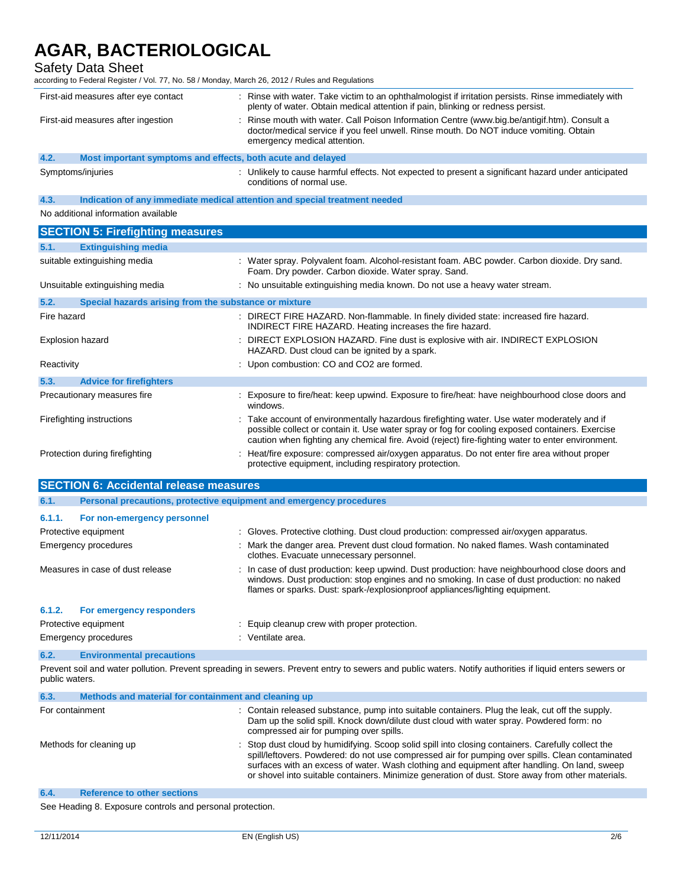| | |
|---|---|
| First-aid measures after eye contact | : Rinse with water. Take victim to an ophthalmologist if irritation persists. Rinse immediately with plenty of water. Obtain medical attention if pain, blinking or redness persist. |
| First-aid measures after ingestion | : Rinse mouth with water. Call Poison Information Centre (www.big.be/antigif.htm). Consult a doctor/medical service if you feel unwell. Rinse mouth. Do NOT induce vomiting. Obtain emergency medical attention. |

### 4.2. Most important symptoms and effects, both acute and delayed

| | |
|---|---|
| Symptoms/injuries | : Unlikely to cause harmful effects. Not expected to present a significant hazard under anticipated conditions of normal use. |

### 4.3. Indication of any immediate medical attention and special treatment needed

No additional information available

## SECTION 5: Firefighting measures

### 5.1. Extinguishing media

| | |
|---|---|
| suitable extinguishing media | : Water spray. Polyvalent foam. Alcohol-resistant foam. ABC powder. Carbon dioxide. Dry sand. Foam. Dry powder. Carbon dioxide. Water spray. Sand. |
| Unsuitable extinguishing media | : No unsuitable extinguishing media known. Do not use a heavy water stream. |

### 5.2. Special hazards arising from the substance or mixture

| | |
|---|---|
| Fire hazard | : DIRECT FIRE HAZARD. Non-flammable. In finely divided state: increased fire hazard. INDIRECT FIRE HAZARD. Heating increases the fire hazard. |
| Explosion hazard | : DIRECT EXPLOSION HAZARD. Fine dust is explosive with air. INDIRECT EXPLOSION HAZARD. Dust cloud can be ignited by a spark. |
| Reactivity | : Upon combustion: CO and $CO_2$ are formed. |

### 5.3. Advice for firefighters

| | |
|---|---|
| Precautionary measures fire | : Exposure to fire/heat: keep upwind. Exposure to fire/heat: have neighbourhood close doors and windows. |
| Firefighting instructions | : Take account of environmentally hazardous firefighting water. Use water moderately and if possible collect or contain it. Use water spray or fog for cooling exposed containers. Exercise caution when fighting any chemical fire. Avoid (reject) fire-fighting water to enter environment. |
| Protection during firefighting | : Heat/fire exposure: compressed air/oxygen apparatus. Do not enter fire area without proper protective equipment, including respiratory protection. |

## SECTION 6: Accidental release measures

### 6.1. Personal precautions, protective equipment and emergency procedures

#### 6.1.1. For non-emergency personnel

| | |
|---|---|
| Protective equipment | : Gloves. Protective clothing. Dust cloud production: compressed air/oxygen apparatus. |
| Emergency procedures | : Mark the danger area. Prevent dust cloud formation. No naked flames. Wash contaminated clothes. Evacuate unnecessary personnel. |
| Measures in case of dust release | : In case of dust production: keep upwind. Dust production: have neighbourhood close doors and windows. Dust production: stop engines and no smoking. In case of dust production: no naked flames or sparks. Dust: spark-/explosionproof appliances/lighting equipment. |

#### 6.1.2. For emergency responders

| | |
|---|---|
| Protective equipment | : Equip cleanup crew with proper protection. |
| Emergency procedures | : Ventilate area. |

### 6.2. Environmental precautions

Prevent soil and water pollution. Prevent spreading in sewers. Prevent entry to sewers and public waters. Notify authorities if liquid enters sewers or public waters.

### 6.3. Methods and material for containment and cleaning up

| | |
|---|---|
| For containment | : Contain released substance, pump into suitable containers. Plug the leak, cut off the supply. Dam up the solid spill. Knock down/dilute dust cloud with water spray. Powdered form: no compressed air for pumping over spills. |
| Methods for cleaning up | : Stop dust cloud by humidifying. Scoop solid spill into closing containers. Carefully collect the spill/leftovers. Powdered: do not use compressed air for pumping over spills. Clean contaminated surfaces with an excess of water. Wash clothing and equipment after handling. On land, sweep or shovel into suitable containers. Minimize generation of dust. Store away from other materials. |

### 6.4. Reference to other sections

See Heading 8. Exposure controls and personal protection.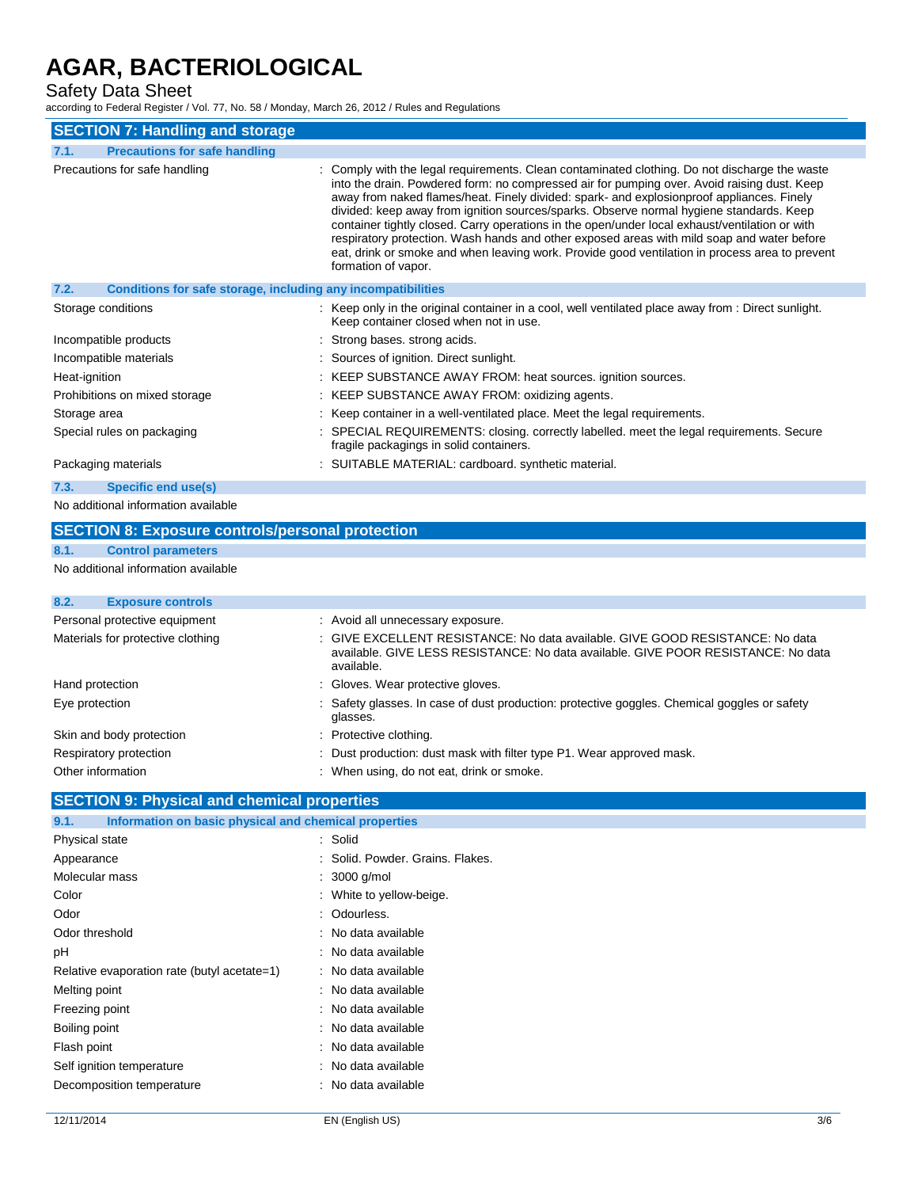## SECTION 7: Handling and storage

### 7.1. Precautions for safe handling

| | |
|---|---|
| Precautions for safe handling | : Comply with the legal requirements. Clean contaminated clothing. Do not discharge the waste into the drain. Powdered form: no compressed air for pumping over. Avoid raising dust. Keep away from naked flames/heat. Finely divided: spark- and explosionproof appliances. Finely divided: keep away from ignition sources/sparks. Observe normal hygiene standards. Keep container tightly closed. Carry operations in the open/under local exhaust/ventilation or with respiratory protection. Wash hands and other exposed areas with mild soap and water before eat, drink or smoke and when leaving work. Provide good ventilation in process area to prevent formation of vapor. |

### 7.2. Conditions for safe storage, including any incompatibilities

| | |
|---|---|
| Storage conditions | : Keep only in the original container in a cool, well ventilated place away from : Direct sunlight. Keep container closed when not in use. |
| Incompatible products | : Strong bases. strong acids. |
| Incompatible materials | : Sources of ignition. Direct sunlight. |
| Heat-ignition | : KEEP SUBSTANCE AWAY FROM: heat sources. ignition sources. |
| Prohibitions on mixed storage | : KEEP SUBSTANCE AWAY FROM: oxidizing agents. |
| Storage area | : Keep container in a well-ventilated place. Meet the legal requirements. |
| Special rules on packaging | : SPECIAL REQUIREMENTS: closing. correctly labelled. meet the legal requirements. Secure fragile packagings in solid containers. |
| Packaging materials | : SUITABLE MATERIAL: cardboard. synthetic material. |

### 7.3. Specific end use(s)

No additional information available

## SECTION 8: Exposure controls/personal protection

### 8.1. Control parameters

No additional information available

### 8.2. Exposure controls

| | |
|---|---|
| Personal protective equipment | : Avoid all unnecessary exposure. |
| Materials for protective clothing | : GIVE EXCELLENT RESISTANCE: No data available. GIVE GOOD RESISTANCE: No data available. GIVE LESS RESISTANCE: No data available. GIVE POOR RESISTANCE: No data available. |
| Hand protection | : Gloves. Wear protective gloves. |
| Eye protection | : Safety glasses. In case of dust production: protective goggles. Chemical goggles or safety glasses. |
| Skin and body protection | : Protective clothing. |
| Respiratory protection | : Dust production: dust mask with filter type P1. Wear approved mask. |
| Other information | : When using, do not eat, drink or smoke. |

## SECTION 9: Physical and chemical properties

### 9.1. Information on basic physical and chemical properties

| | |
|---|---|
| Physical state | : Solid |
| Appearance | : Solid. Powder. Grains. Flakes. |
| Molecular mass | : 3000 g/mol |
| Color | : White to yellow-beige. |
| Odor | : Odourless. |
| Odor threshold | : No data available |
| pH | : No data available |
| Relative evaporation rate (butyl acetate=1) | : No data available |
| Melting point | : No data available |
| Freezing point | : No data available |
| Boiling point | : No data available |
| Flash point | : No data available |
| Self ignition temperature | : No data available |
| Decomposition temperature | : No data available |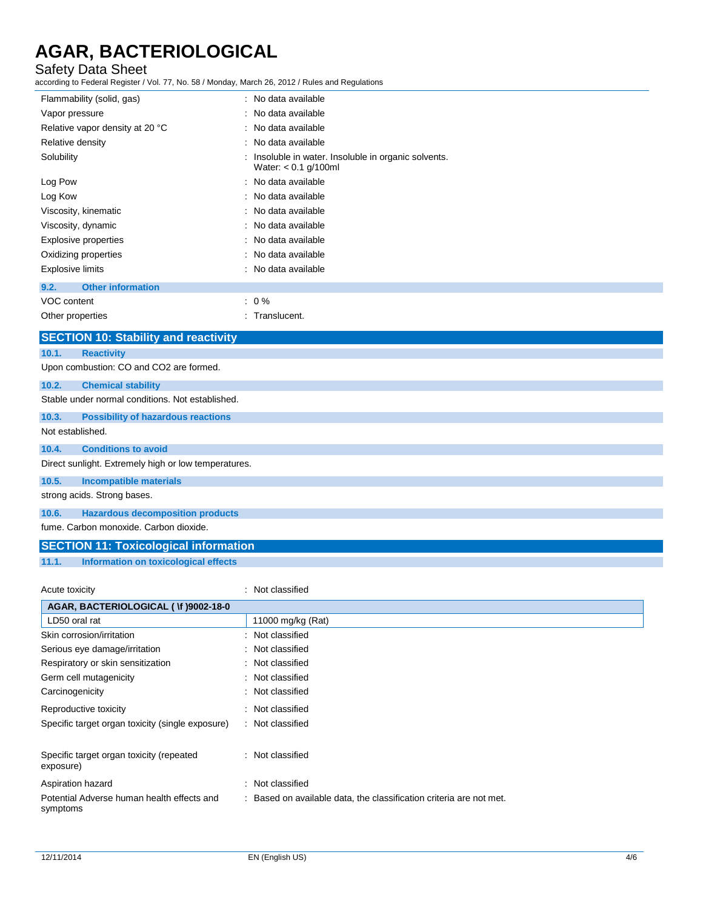| | |
|---|---|
| Flammability (solid, gas) | : No data available |
| Vapor pressure | : No data available |
| Relative vapor density at 20 °C | : No data available |
| Relative density | : No data available |
| Solubility | : Insoluble in water. Insoluble in organic solvents. Water: < 0.1 g/100ml |
| Log Pow | : No data available |
| Log Kow | : No data available |
| Viscosity, kinematic | : No data available |
| Viscosity, dynamic | : No data available |
| Explosive properties | : No data available |
| Oxidizing properties | : No data available |
| Explosive limits | : No data available |

### 9.2. Other information

| | |
|---|---|
| VOC content | : 0 % |
| Other properties | : Translucent. |

## SECTION 10: Stability and reactivity

### 10.1. Reactivity

Upon combustion: CO and CO2 are formed.

### 10.2. Chemical stability

Stable under normal conditions. Not established.

### 10.3. Possibility of hazardous reactions

Not established.

### 10.4. Conditions to avoid

Direct sunlight. Extremely high or low temperatures.

### 10.5. Incompatible materials

strong acids. Strong bases.

### 10.6. Hazardous decomposition products

fume. Carbon monoxide. Carbon dioxide.

## SECTION 11: Toxicological information

### 11.1. Information on toxicological effects

Acute toxicity : Not classified

| AGAR, BACTERIOLOGICAL ( \f )9002-18-0 | |
|---|---|
| LD50 oral rat | 11000 mg/kg (Rat) |

| | |
|---|---|
| Skin corrosion/irritation | : Not classified |
| Serious eye damage/irritation | : Not classified |
| Respiratory or skin sensitization | : Not classified |
| Germ cell mutagenicity | : Not classified |
| Carcinogenicity | : Not classified |
| Reproductive toxicity | : Not classified |
| Specific target organ toxicity (single exposure) | : Not classified |
| Specific target organ toxicity (repeated exposure) | : Not classified |
| Aspiration hazard | : Not classified |
| Potential Adverse human health effects and symptoms | : Based on available data, the classification criteria are not met. |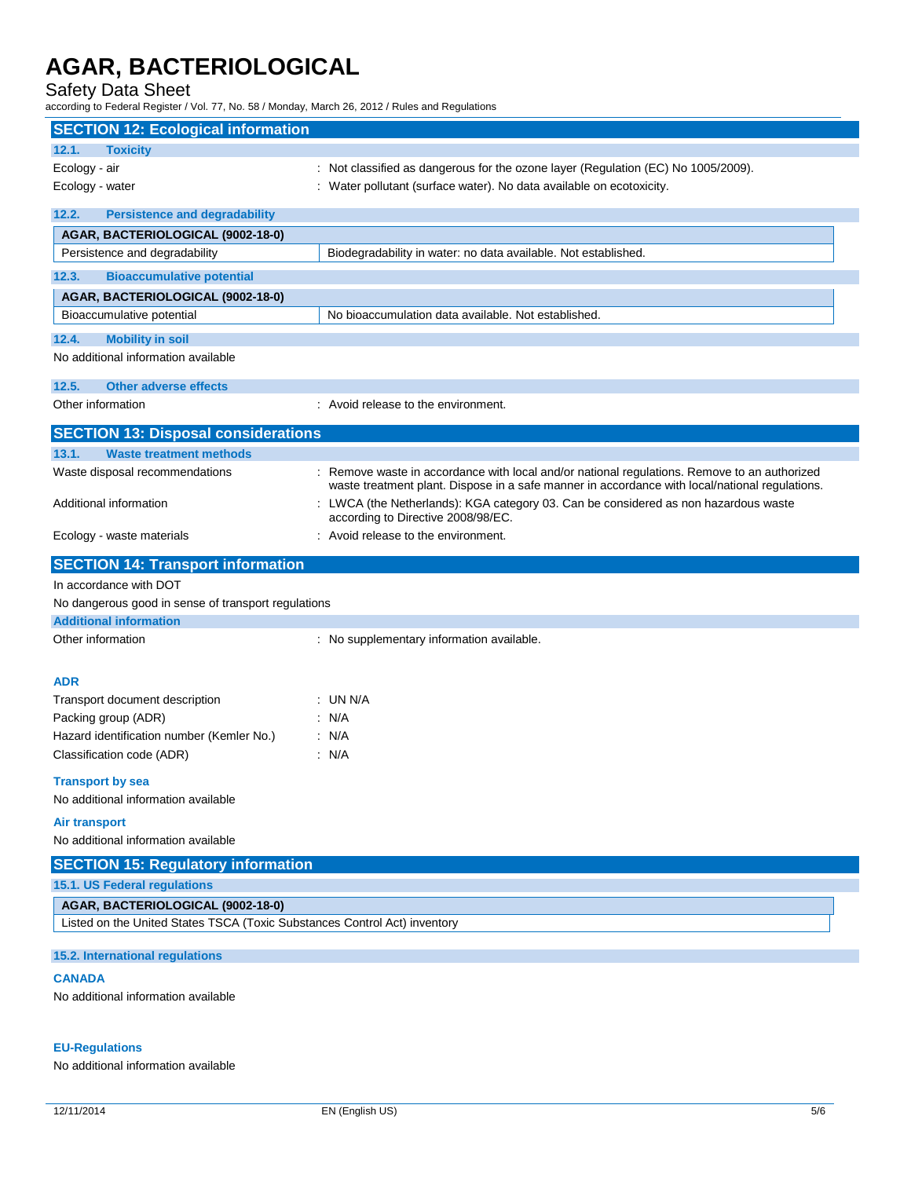## SECTION 12: Ecological information

### 12.1. Toxicity

Ecology - air : Not classified as dangerous for the ozone layer (Regulation (EC) No 1005/2009).

Ecology - water : Water pollutant (surface water). No data available on ecotoxicity.

### 12.2. Persistence and degradability

| AGAR, BACTERIOLOGICAL (9002-18-0) | |
|---|---|
| Persistence and degradability | Biodegradability in water: no data available. Not established. |

### 12.3. Bioaccumulative potential

| AGAR, BACTERIOLOGICAL (9002-18-0) | |
|---|---|
| Bioaccumulative potential | No bioaccumulation data available. Not established. |

### 12.4. Mobility in soil

No additional information available

### 12.5. Other adverse effects

Other information : Avoid release to the environment.

## SECTION 13: Disposal considerations

### 13.1. Waste treatment methods

Waste disposal recommendations : Remove waste in accordance with local and/or national regulations. Remove to an authorized waste treatment plant. Dispose in a safe manner in accordance with local/national regulations.

Additional information : LWCA (the Netherlands): KGA category 03. Can be considered as non hazardous waste according to Directive 2008/98/EC.

Ecology - waste materials : Avoid release to the environment.

## SECTION 14: Transport information

In accordance with DOT

No dangerous good in sense of transport regulations

### Additional information

Other information : No supplementary information available.

**ADR**

Transport document description : UN N/A

Packing group (ADR) : N/A

Hazard identification number (Kemler No.) : N/A

Classification code (ADR) : N/A

**Transport by sea**

No additional information available

**Air transport**

No additional information available

## SECTION 15: Regulatory information

### 15.1. US Federal regulations

| AGAR, BACTERIOLOGICAL (9002-18-0) |
|---|
| Listed on the United States TSCA (Toxic Substances Control Act) inventory |

### 15.2. International regulations

**CANADA**

No additional information available

**EU-Regulations**

No additional information available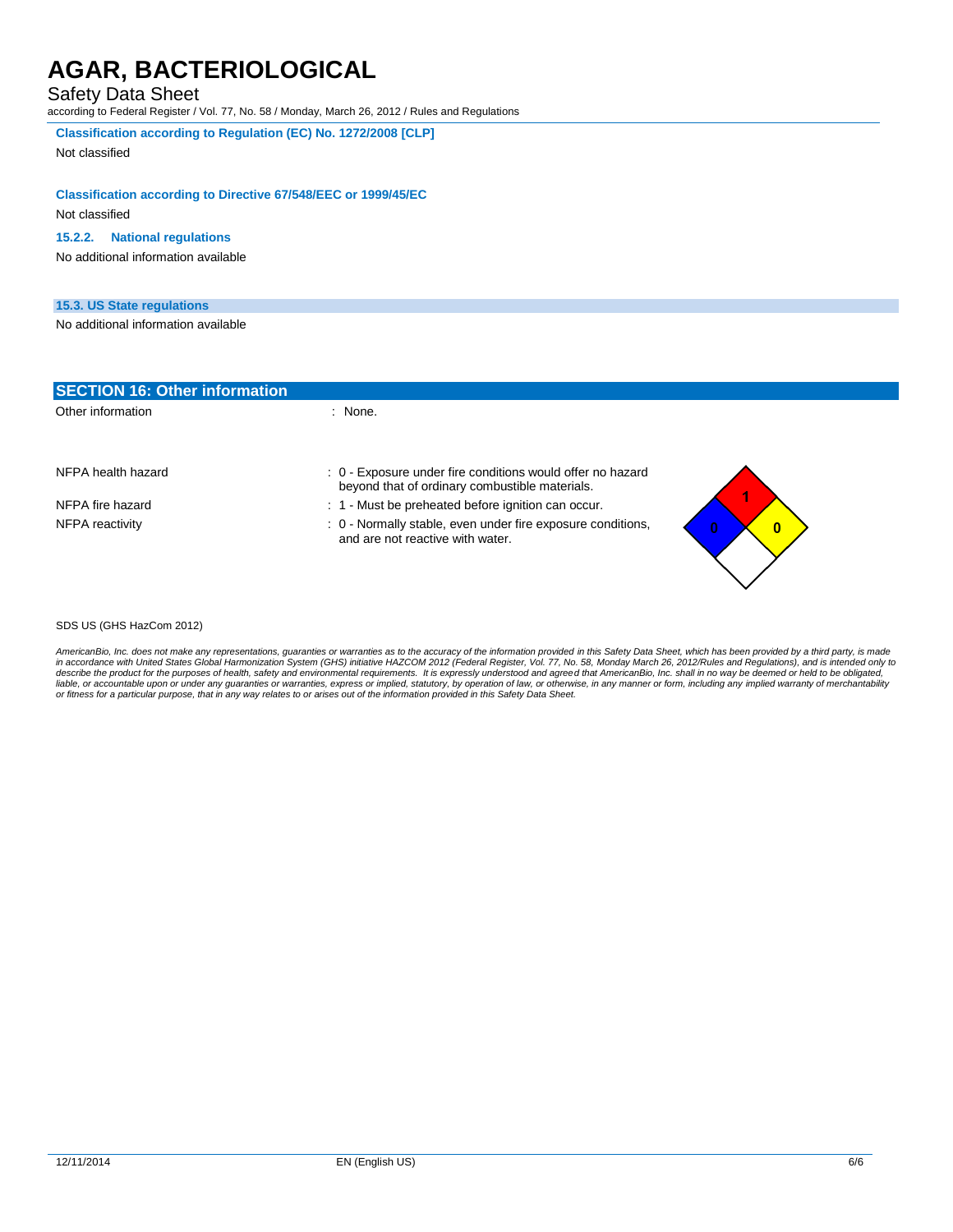**Classification according to Regulation (EC) No. 1272/2008 [CLP]**

Not classified

**Classification according to Directive 67/548/EEC or 1999/45/EC**

Not classified

### 15.2.2. National regulations

No additional information available

### 15.3. US State regulations

No additional information available

## SECTION 16: Other information

| | |
|---|---|
| Other information | : None. |
| NFPA health hazard | : 0 - Exposure under fire conditions would offer no hazard beyond that of ordinary combustible materials. |
| NFPA fire hazard | : 1 - Must be preheated before ignition can occur. |
| NFPA reactivity | : 0 - Normally stable, even under fire exposure conditions, and are not reactive with water. |

1

0

0

SDS US (GHS HazCom 2012)

*AmericanBio, Inc. does not make any representations, guaranties or warranties as to the accuracy of the information provided in this Safety Data Sheet, which has been provided by a third party, is made in accordance with United States Global Harmonization System (GHS) initiative HAZCOM 2012 (Federal Register, Vol. 77, No. 58, Monday March 26, 2012/Rules and Regulations), and is intended only to describe the product for the purposes of health, safety and environmental requirements. It is expressly understood and agreed that AmericanBio, Inc. shall in no way be deemed or held to be obligated, liable, or accountable upon or under any guaranties or warranties, express or implied, statutory, by operation of law, or otherwise, in any manner or form, including any implied warranty of merchantability or fitness for a particular purpose, that in any way relates to or arises out of the information provided in this Safety Data Sheet.*